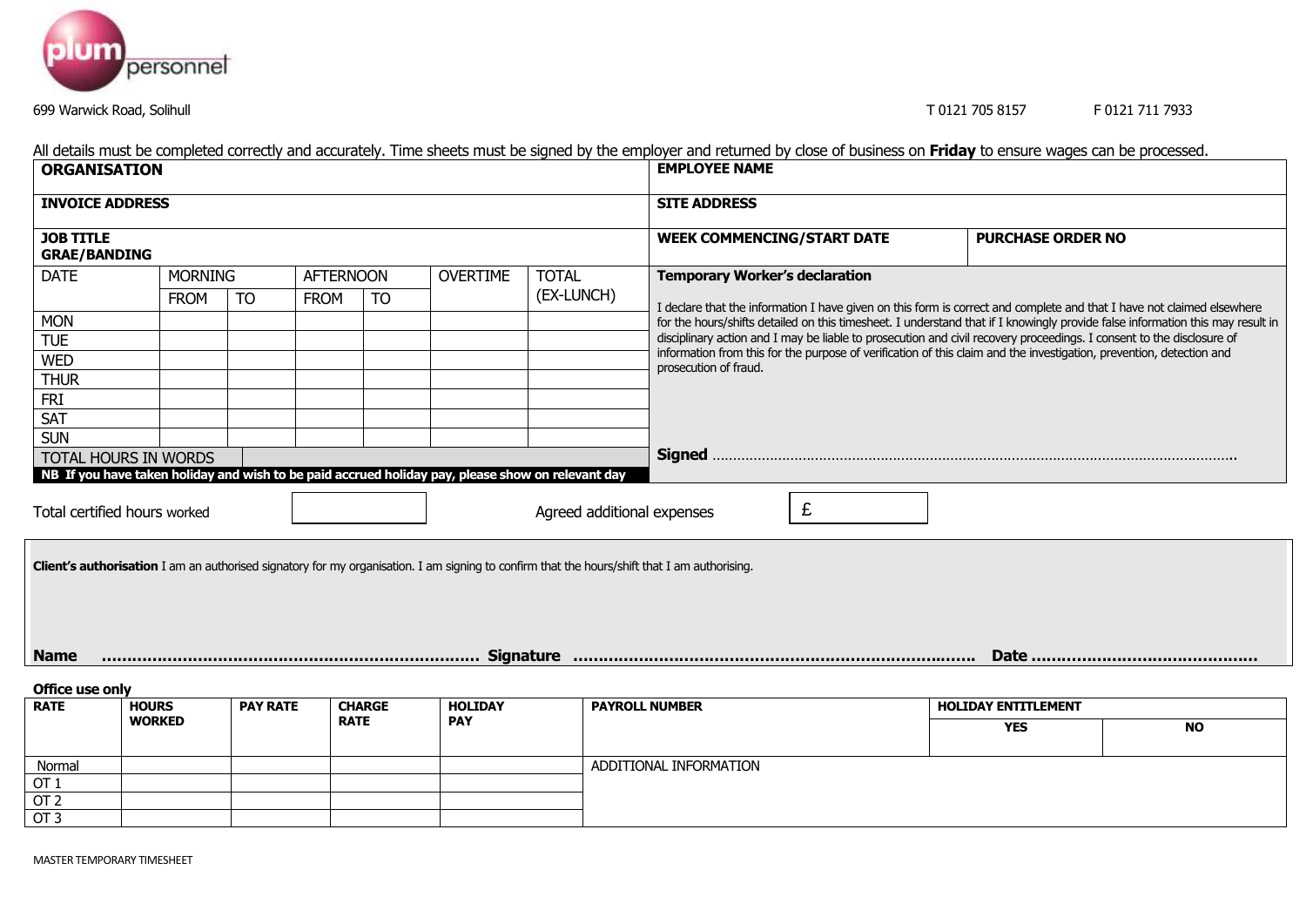plum personnel

699 Warwick Road, Solihull

T 0121 705 8157 F 0121 711 7933

All details must be completed correctly and accurately. Time sheets must be signed by the employer and returned by close of business on **Friday** to ensure wages can be processed.

| **ORGANISATION** | **EMPLOYEE NAME** | |
|---|---|---|
| **INVOICE ADDRESS** | **SITE ADDRESS** | |
| **JOB TITLE GRAE/BANDING** | **WEEK COMMENCING/START DATE** | **PURCHASE ORDER NO** |

| DATE | MORNING | | AFTERNOON | | OVERTIME | TOTAL (EX-LUNCH) |
|---|---|---|---|---|---|---|
| | FROM | TO | FROM | TO | | |
| MON | | | | | | |
| TUE | | | | | | |
| WED | | | | | | |
| THUR | | | | | | |
| FRI | | | | | | |
| SAT | | | | | | |
| SUN | | | | | | |
| TOTAL HOURS IN WORDS | | | | | | |

**NB If you have taken holiday and wish to be paid accrued holiday pay, please show on relevant day**

**Temporary Worker's declaration**

I declare that the information I have given on this form is correct and complete and that I have not claimed elsewhere for the hours/shifts detailed on this timesheet. I understand that if I knowingly provide false information this may result in disciplinary action and I may be liable to prosecution and civil recovery proceedings. I consent to the disclosure of information from this for the purpose of verification of this claim and the investigation, prevention, detection and prosecution of fraud.

**Signed** ……………………………………………………………………………………………………………….

Total certified hours worked [ ]  Agreed additional expenses £ [ ]

**Client's authorisation** I am an authorised signatory for my organisation. I am signing to confirm that the hours/shift that I am authorising.

**Name** ……………………………………………………………… **Signature** ………………………………………………………………………. **Date** ……………………………………

**Office use only**

| RATE | HOURS WORKED | PAY RATE | CHARGE RATE | HOLIDAY PAY | PAYROLL NUMBER | HOLIDAY ENTITLEMENT | |
|---|---|---|---|---|---|---|---|
| | | | | | | YES | NO |
| Normal | | | | | ADDITIONAL INFORMATION | | |
| OT 1 | | | | | | | |
| OT 2 | | | | | | | |
| OT 3 | | | | | | | |

MASTER TEMPORARY TIMESHEET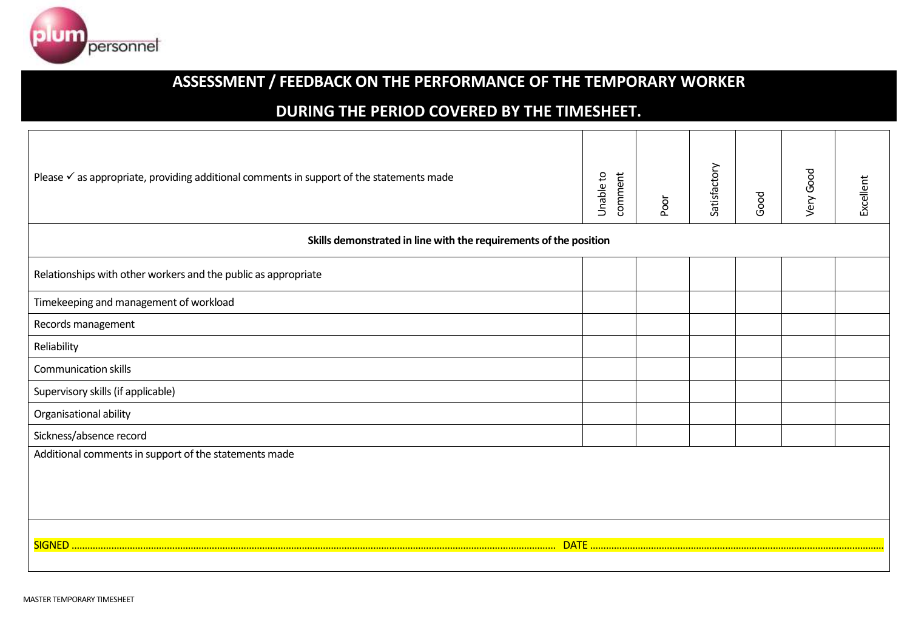plum personnel

# ASSESSMENT / FEEDBACK ON THE PERFORMANCE OF THE TEMPORARY WORKER DURING THE PERIOD COVERED BY THE TIMESHEET.

| Please ✓ as appropriate, providing additional comments in support of the statements made | Unable to comment | Poor | Satisfactory | Good | Very Good | Excellent |
|---|---|---|---|---|---|---|
| **Skills demonstrated in line with the requirements of the position** | | | | | | |
| Relationships with other workers and the public as appropriate | | | | | | |
| Timekeeping and management of workload | | | | | | |
| Records management | | | | | | |
| Reliability | | | | | | |
| Communication skills | | | | | | |
| Supervisory skills (if applicable) | | | | | | |
| Organisational ability | | | | | | |
| Sickness/absence record | | | | | | |

Additional comments in support of the statements made

SIGNED ........................................................................................................ DATE ........................................................................................................

MASTER TEMPORARY TIMESHEET